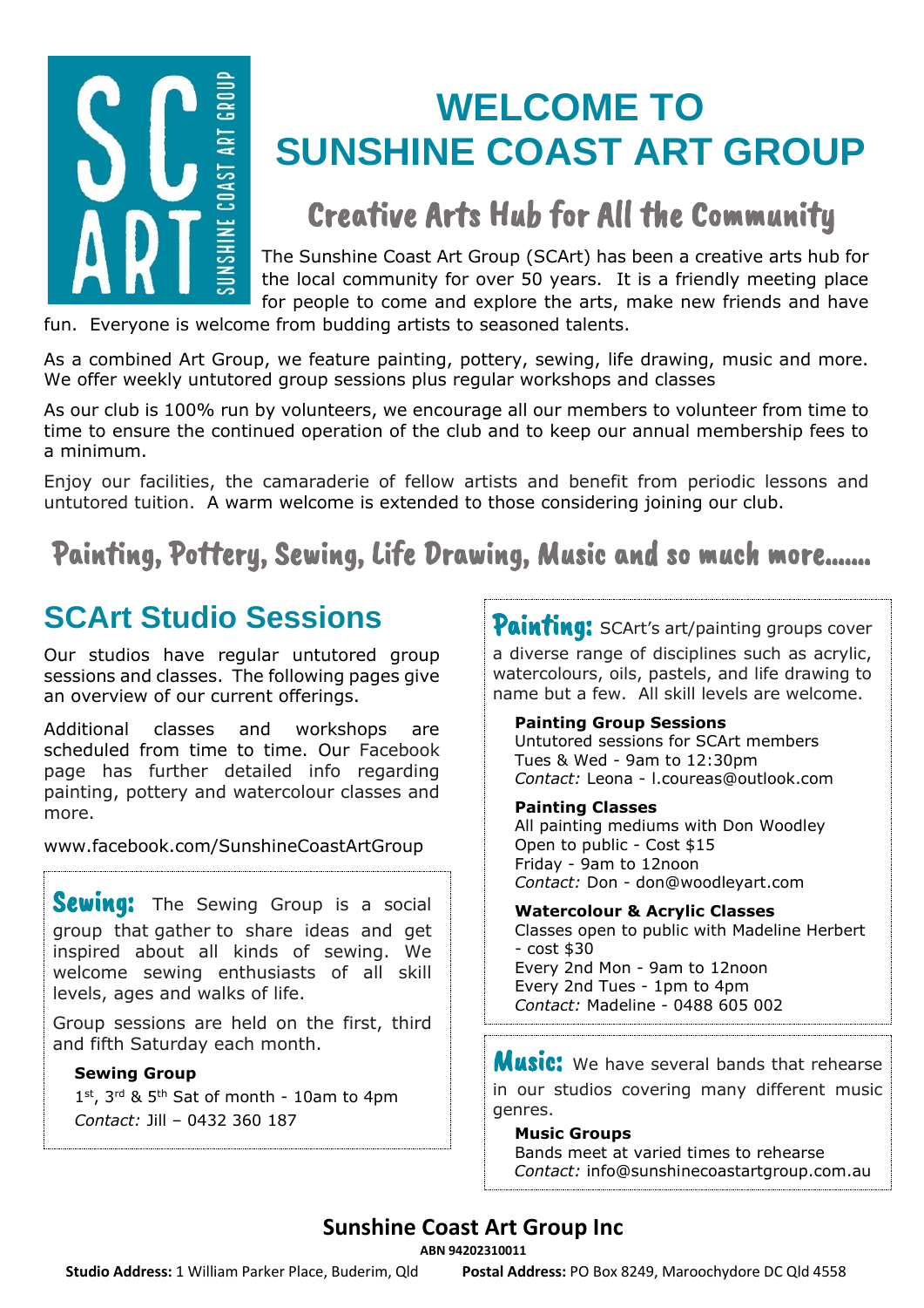# WELCOME TO SUNSHINE COAST ART GROUP

## Creative Arts Hub for All the Community

The Sunshine Coast Art Group (SCArt) has been a creative arts hub for the local community for over 50 years. It is a friendly meeting place for people to come and explore the arts, make new friends and have fun. Everyone is welcome from budding artists to seasoned talents.

As a combined Art Group, we feature painting, pottery, sewing, life drawing, music and more. We offer weekly untutored group sessions plus regular workshops and classes

As our club is 100% run by volunteers, we encourage all our members to volunteer from time to time to ensure the continued operation of the club and to keep our annual membership fees to a minimum.

Enjoy our facilities, the camaraderie of fellow artists and benefit from periodic lessons and untutored tuition. A warm welcome is extended to those considering joining our club.

## Painting, Pottery, Sewing, Life Drawing, Music and so much more.......

## SCArt Studio Sessions

Our studios have regular untutored group sessions and classes. The following pages give an overview of our current offerings.

Additional classes and workshops are scheduled from time to time. Our Facebook page has further detailed info regarding painting, pottery and watercolour classes and more.

www.facebook.com/SunshineCoastArtGroup

**Sewing:** The Sewing Group is a social group that gather to share ideas and get inspired about all kinds of sewing. We welcome sewing enthusiasts of all skill levels, ages and walks of life.

Group sessions are held on the first, third and fifth Saturday each month.

**Sewing Group**
1st, 3rd & 5th Sat of month - 10am to 4pm
*Contact:* Jill – 0432 360 187

**Painting:** SCArt's art/painting groups cover a diverse range of disciplines such as acrylic, watercolours, oils, pastels, and life drawing to name but a few. All skill levels are welcome.

**Painting Group Sessions**
Untutored sessions for SCArt members
Tues & Wed - 9am to 12:30pm
*Contact:* Leona - l.coureas@outlook.com

**Painting Classes**
All painting mediums with Don Woodley
Open to public - Cost $15
Friday - 9am to 12noon
*Contact:* Don - don@woodleyart.com

**Watercolour & Acrylic Classes**
Classes open to public with Madeline Herbert - cost $30
Every 2nd Mon - 9am to 12noon
Every 2nd Tues - 1pm to 4pm
*Contact:* Madeline - 0488 605 002

**Music:** We have several bands that rehearse in our studios covering many different music genres.

**Music Groups**
Bands meet at varied times to rehearse
*Contact:* info@sunshinecoastartgroup.com.au

**Sunshine Coast Art Group Inc**
**ABN 94202310011**
**Studio Address:** 1 William Parker Place, Buderim, Qld **Postal Address:** PO Box 8249, Maroochydore DC Qld 4558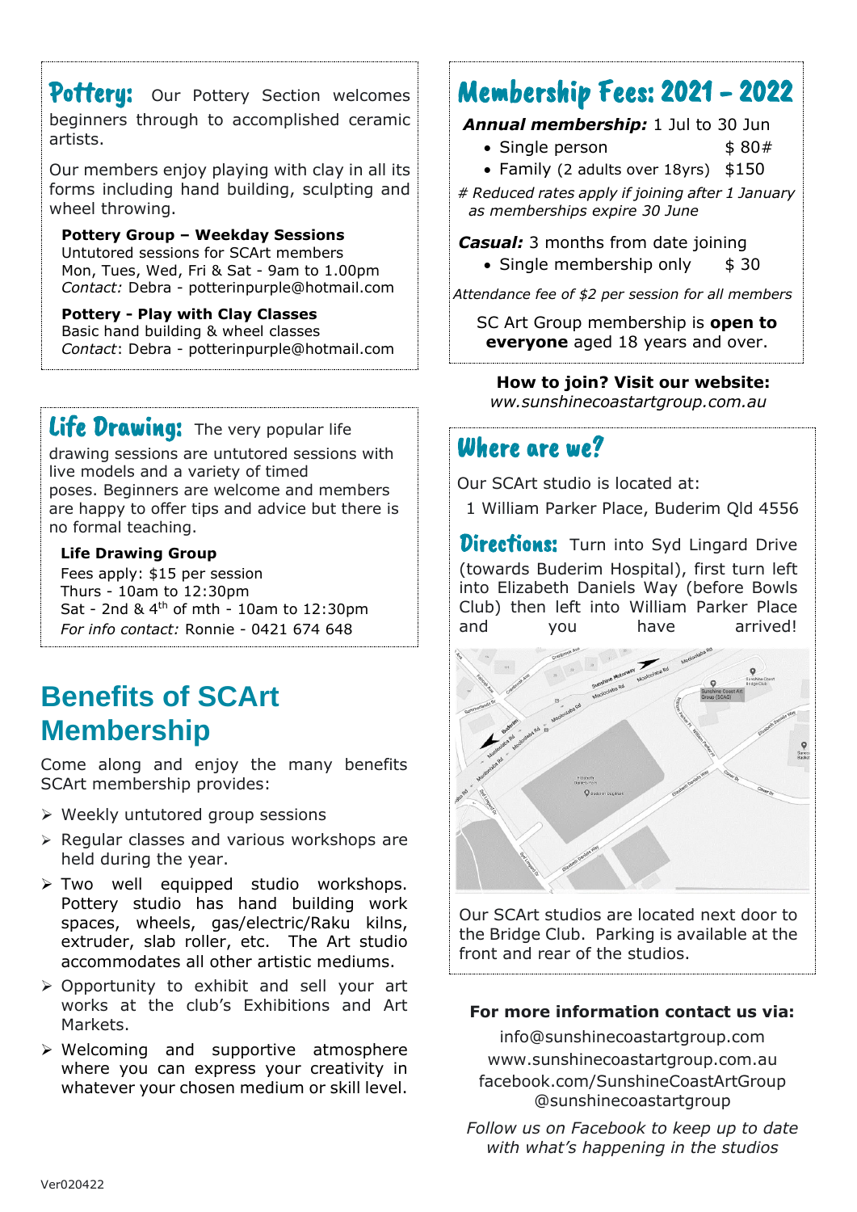## Pottery:

Our Pottery Section welcomes beginners through to accomplished ceramic artists.

Our members enjoy playing with clay in all its forms including hand building, sculpting and wheel throwing.

**Pottery Group – Weekday Sessions**
Untutored sessions for SCArt members
Mon, Tues, Wed, Fri & Sat - 9am to 1.00pm
*Contact:* Debra - potterinpurple@hotmail.com

**Pottery - Play with Clay Classes**
Basic hand building & wheel classes
*Contact*: Debra - potterinpurple@hotmail.com

## Life Drawing:

The very popular life drawing sessions are untutored sessions with live models and a variety of timed poses. Beginners are welcome and members are happy to offer tips and advice but there is no formal teaching.

**Life Drawing Group**
Fees apply: $15 per session
Thurs - 10am to 12:30pm
Sat - 2nd & 4th of mth - 10am to 12:30pm
*For info contact:* Ronnie - 0421 674 648

# Benefits of SCArt Membership

Come along and enjoy the many benefits SCArt membership provides:

- Weekly untutored group sessions
- Regular classes and various workshops are held during the year.
- Two well equipped studio workshops. Pottery studio has hand building work spaces, wheels, gas/electric/Raku kilns, extruder, slab roller, etc. The Art studio accommodates all other artistic mediums.
- Opportunity to exhibit and sell your art works at the club's Exhibitions and Art Markets.
- Welcoming and supportive atmosphere where you can express your creativity in whatever your chosen medium or skill level.

## Membership Fees: 2021 – 2022

***Annual membership:*** 1 Jul to 30 Jun

- Single person $ 80#
- Family (2 adults over 18yrs) $150

*# Reduced rates apply if joining after 1 January as memberships expire 30 June*

***Casual:*** 3 months from date joining

- Single membership only $ 30

*Attendance fee of $2 per session for all members*

SC Art Group membership is **open to everyone** aged 18 years and over.

**How to join? Visit our website:**
*ww.sunshinecoastartgroup.com.au*

## Where are we?

Our SCArt studio is located at:

1 William Parker Place, Buderim Qld 4556

**Directions:** Turn into Syd Lingard Drive (towards Buderim Hospital), first turn left into Elizabeth Daniels Way (before Bowls Club) then left into William Parker Place and you have arrived!

Our SCArt studios are located next door to the Bridge Club. Parking is available at the front and rear of the studios.

**For more information contact us via:**

info@sunshinecoastartgroup.com
www.sunshinecoastartgroup.com.au
facebook.com/SunshineCoastArtGroup
@sunshinecoastartgroup

*Follow us on Facebook to keep up to date with what's happening in the studios*

Ver020422